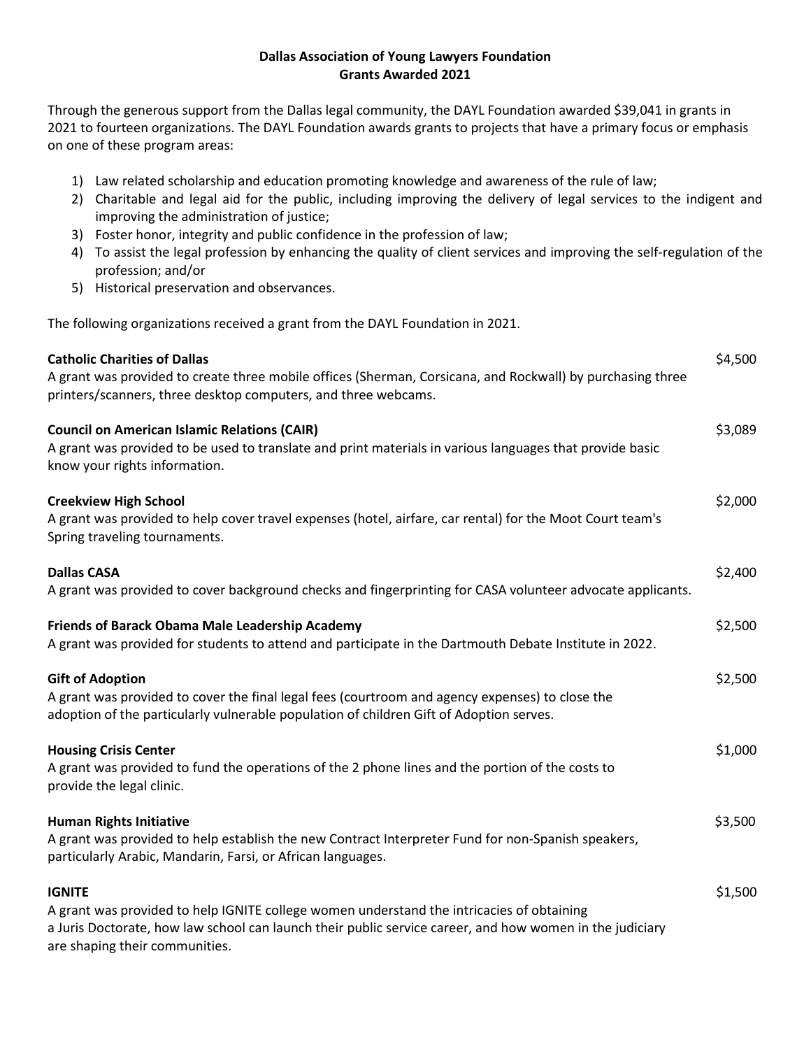# Dallas Association of Young Lawyers Foundation
## Grants Awarded 2021

Through the generous support from the Dallas legal community, the DAYL Foundation awarded $39,041 in grants in 2021 to fourteen organizations. The DAYL Foundation awards grants to projects that have a primary focus or emphasis on one of these program areas:

1) Law related scholarship and education promoting knowledge and awareness of the rule of law;
2) Charitable and legal aid for the public, including improving the delivery of legal services to the indigent and improving the administration of justice;
3) Foster honor, integrity and public confidence in the profession of law;
4) To assist the legal profession by enhancing the quality of client services and improving the self-regulation of the profession; and/or
5) Historical preservation and observances.

The following organizations received a grant from the DAYL Foundation in 2021.

**Catholic Charities of Dallas** — $4,500
A grant was provided to create three mobile offices (Sherman, Corsicana, and Rockwall) by purchasing three printers/scanners, three desktop computers, and three webcams.

**Council on American Islamic Relations (CAIR)** — $3,089
A grant was provided to be used to translate and print materials in various languages that provide basic know your rights information.

**Creekview High School** — $2,000
A grant was provided to help cover travel expenses (hotel, airfare, car rental) for the Moot Court team's Spring traveling tournaments.

**Dallas CASA** — $2,400
A grant was provided to cover background checks and fingerprinting for CASA volunteer advocate applicants.

**Friends of Barack Obama Male Leadership Academy** — $2,500
A grant was provided for students to attend and participate in the Dartmouth Debate Institute in 2022.

**Gift of Adoption** — $2,500
A grant was provided to cover the final legal fees (courtroom and agency expenses) to close the adoption of the particularly vulnerable population of children Gift of Adoption serves.

**Housing Crisis Center** — $1,000
A grant was provided to fund the operations of the 2 phone lines and the portion of the costs to provide the legal clinic.

**Human Rights Initiative** — $3,500
A grant was provided to help establish the new Contract Interpreter Fund for non-Spanish speakers, particularly Arabic, Mandarin, Farsi, or African languages.

**IGNITE** — $1,500
A grant was provided to help IGNITE college women understand the intricacies of obtaining a Juris Doctorate, how law school can launch their public service career, and how women in the judiciary are shaping their communities.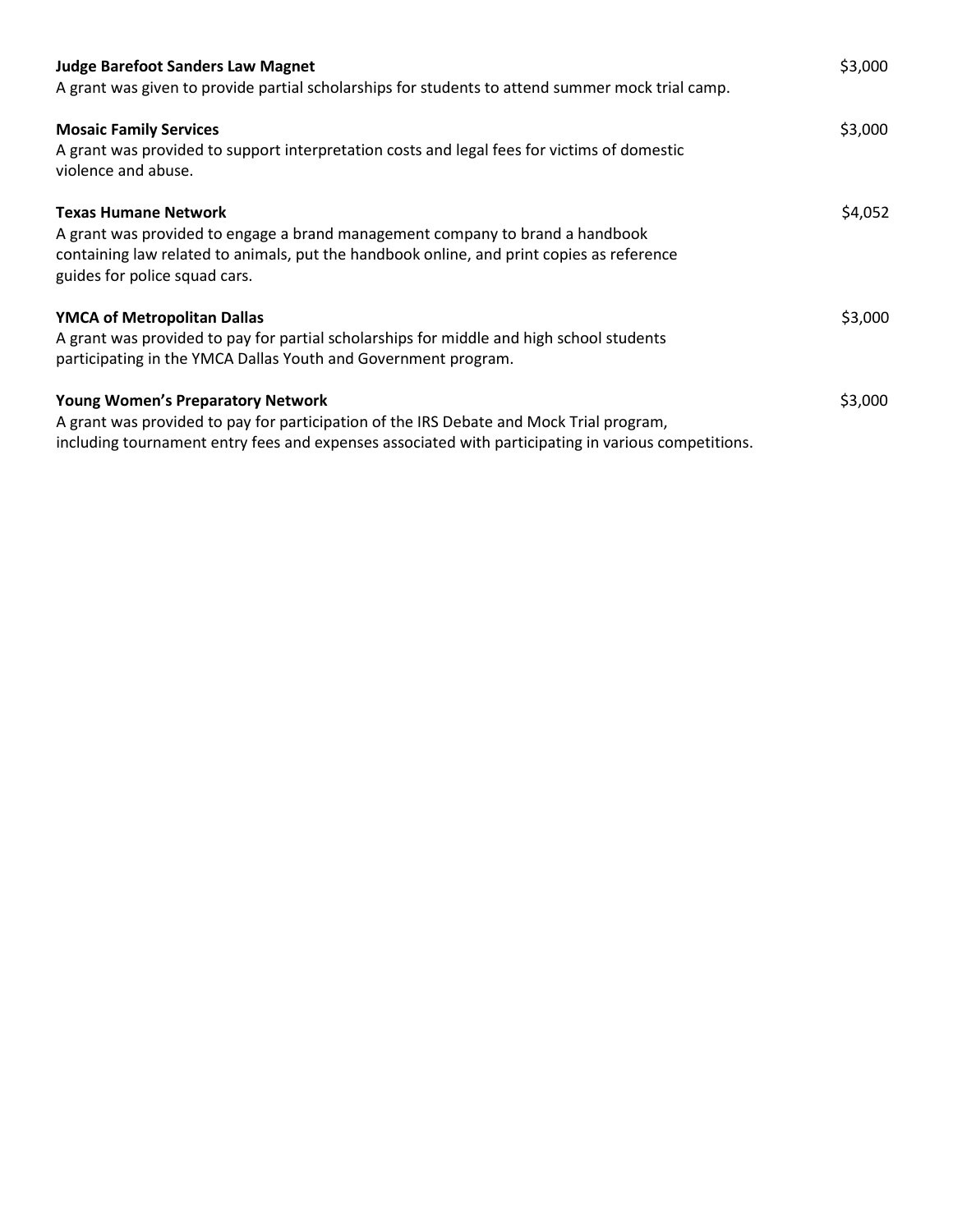**Judge Barefoot Sanders Law Magnet** $3,000
A grant was given to provide partial scholarships for students to attend summer mock trial camp.

**Mosaic Family Services** $3,000
A grant was provided to support interpretation costs and legal fees for victims of domestic violence and abuse.

**Texas Humane Network** $4,052
A grant was provided to engage a brand management company to brand a handbook containing law related to animals, put the handbook online, and print copies as reference guides for police squad cars.

**YMCA of Metropolitan Dallas** $3,000
A grant was provided to pay for partial scholarships for middle and high school students participating in the YMCA Dallas Youth and Government program.

**Young Women's Preparatory Network** $3,000
A grant was provided to pay for participation of the IRS Debate and Mock Trial program, including tournament entry fees and expenses associated with participating in various competitions.